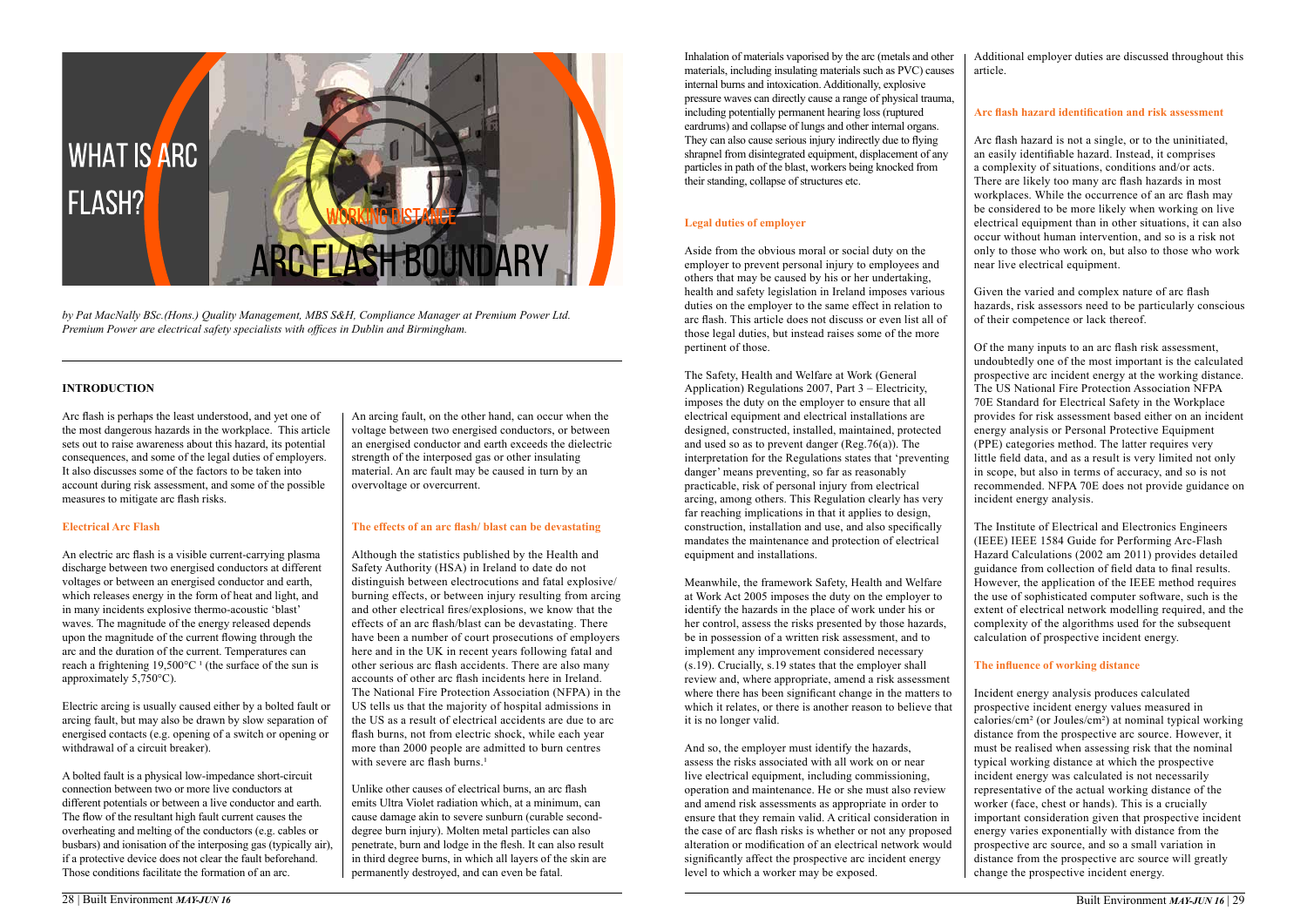# WHAT IS ARC FLASH?

*by Pat MacNally BSc.(Hons.) Quality Management, MBS S&H, Compliance Manager at Premium Power Ltd. Premium Power are electrical safety specialists with offices in Dublin and Birmingham.*

## INTRODUCTION

Arc flash is perhaps the least understood, and yet one of the most dangerous hazards in the workplace. This article sets out to raise awareness about this hazard, its potential consequences, and some of the legal duties of employers. It also discusses some of the factors to be taken into account during risk assessment, and some of the possible measures to mitigate arc flash risks.

### Electrical Arc Flash

An electric arc flash is a visible current-carrying plasma discharge between two energised conductors at different voltages or between an energised conductor and earth, which releases energy in the form of heat and light, and in many incidents explosive thermo-acoustic 'blast' waves. The magnitude of the energy released depends upon the magnitude of the current flowing through the arc and the duration of the current. Temperatures can reach a frightening 19,500°C [1] (the surface of the sun is approximately 5,750°C).

Electric arcing is usually caused either by a bolted fault or arcing fault, but may also be drawn by slow separation of energised contacts (e.g. opening of a switch or opening or withdrawal of a circuit breaker).

A bolted fault is a physical low-impedance short-circuit connection between two or more live conductors at different potentials or between a live conductor and earth. The flow of the resultant high fault current causes the overheating and melting of the conductors (e.g. cables or busbars) and ionisation of the interposing gas (typically air), if a protective device does not clear the fault beforehand. Those conditions facilitate the formation of an arc.

An arcing fault, on the other hand, can occur when the voltage between two energised conductors, or between an energised conductor and earth exceeds the dielectric strength of the interposed gas or other insulating material. An arc fault may be caused in turn by an overvoltage or overcurrent.

### The effects of an arc flash/ blast can be devastating

Although the statistics published by the Health and Safety Authority (HSA) in Ireland to date do not distinguish between electrocutions and fatal explosive/ burning effects, or between injury resulting from arcing and other electrical fires/explosions, we know that the effects of an arc flash/blast can be devastating. There have been a number of court prosecutions of employers here and in the UK in recent years following fatal and other serious arc flash accidents. There are also many accounts of other arc flash incidents here in Ireland. The National Fire Protection Association (NFPA) in the US tells us that the majority of hospital admissions in the US as a result of electrical accidents are due to arc flash burns, not from electric shock, while each year more than 2000 people are admitted to burn centres with severe arc flash burns.[1]

Unlike other causes of electrical burns, an arc flash emits Ultra Violet radiation which, at a minimum, can cause damage akin to severe sunburn (curable second-degree burn injury). Molten metal particles can also penetrate, burn and lodge in the flesh. It can also result in third degree burns, in which all layers of the skin are permanently destroyed, and can even be fatal.

Inhalation of materials vaporised by the arc (metals and other materials, including insulating materials such as PVC) causes internal burns and intoxication. Additionally, explosive pressure waves can directly cause a range of physical trauma, including potentially permanent hearing loss (ruptured eardrums) and collapse of lungs and other internal organs. They can also cause serious injury indirectly due to flying shrapnel from disintegrated equipment, displacement of any particles in path of the blast, workers being knocked from their standing, collapse of structures etc.

### Legal duties of employer

Aside from the obvious moral or social duty on the employer to prevent personal injury to employees and others that may be caused by his or her undertaking, health and safety legislation in Ireland imposes various duties on the employer to the same effect in relation to arc flash. This article does not discuss or even list all of those legal duties, but instead raises some of the more pertinent of those.

The Safety, Health and Welfare at Work (General Application) Regulations 2007, Part 3 – Electricity, imposes the duty on the employer to ensure that all electrical equipment and electrical installations are designed, constructed, installed, maintained, protected and used so as to prevent danger (Reg.76(a)). The interpretation for the Regulations states that 'preventing danger' means preventing, so far as reasonably practicable, risk of personal injury from electrical arcing, among others. This Regulation clearly has very far reaching implications in that it applies to design, construction, installation and use, and also specifically mandates the maintenance and protection of electrical equipment and installations.

Meanwhile, the framework Safety, Health and Welfare at Work Act 2005 imposes the duty on the employer to identify the hazards in the place of work under his or her control, assess the risks presented by those hazards, be in possession of a written risk assessment, and to implement any improvement considered necessary (s.19). Crucially, s.19 states that the employer shall review and, where appropriate, amend a risk assessment where there has been significant change in the matters to which it relates, or there is another reason to believe that it is no longer valid.

And so, the employer must identify the hazards, assess the risks associated with all work on or near live electrical equipment, including commissioning, operation and maintenance. He or she must also review and amend risk assessments as appropriate in order to ensure that they remain valid. A critical consideration in the case of arc flash risks is whether or not any proposed alteration or modification of an electrical network would significantly affect the prospective arc incident energy level to which a worker may be exposed.

Additional employer duties are discussed throughout this article.

### Arc flash hazard identification and risk assessment

Arc flash hazard is not a single, or to the uninitiated, an easily identifiable hazard. Instead, it comprises a complexity of situations, conditions and/or acts. There are likely too many arc flash hazards in most workplaces. While the occurrence of an arc flash may be considered to be more likely when working on live electrical equipment than in other situations, it can also occur without human intervention, and so is a risk not only to those who work on, but also to those who work near live electrical equipment.

Given the varied and complex nature of arc flash hazards, risk assessors need to be particularly conscious of their competence or lack thereof.

Of the many inputs to an arc flash risk assessment, undoubtedly one of the most important is the calculated prospective arc incident energy at the working distance. The US National Fire Protection Association NFPA 70E Standard for Electrical Safety in the Workplace provides for risk assessment based either on an incident energy analysis or Personal Protective Equipment (PPE) categories method. The latter requires very little field data, and as a result is very limited not only in scope, but also in terms of accuracy, and so is not recommended. NFPA 70E does not provide guidance on incident energy analysis.

The Institute of Electrical and Electronics Engineers (IEEE) IEEE 1584 Guide for Performing Arc-Flash Hazard Calculations (2002 am 2011) provides detailed guidance from collection of field data to final results. However, the application of the IEEE method requires the use of sophisticated computer software, such is the extent of electrical network modelling required, and the complexity of the algorithms used for the subsequent calculation of prospective incident energy.

### The influence of working distance

Incident energy analysis produces calculated prospective incident energy values measured in calories/cm² (or Joules/cm²) at nominal typical working distance from the prospective arc source. However, it must be realised when assessing risk that the nominal typical working distance at which the prospective incident energy was calculated is not necessarily representative of the actual working distance of the worker (face, chest or hands). This is a crucially important consideration given that prospective incident energy varies exponentially with distance from the prospective arc source, and so a small variation in distance from the prospective arc source will greatly change the prospective incident energy.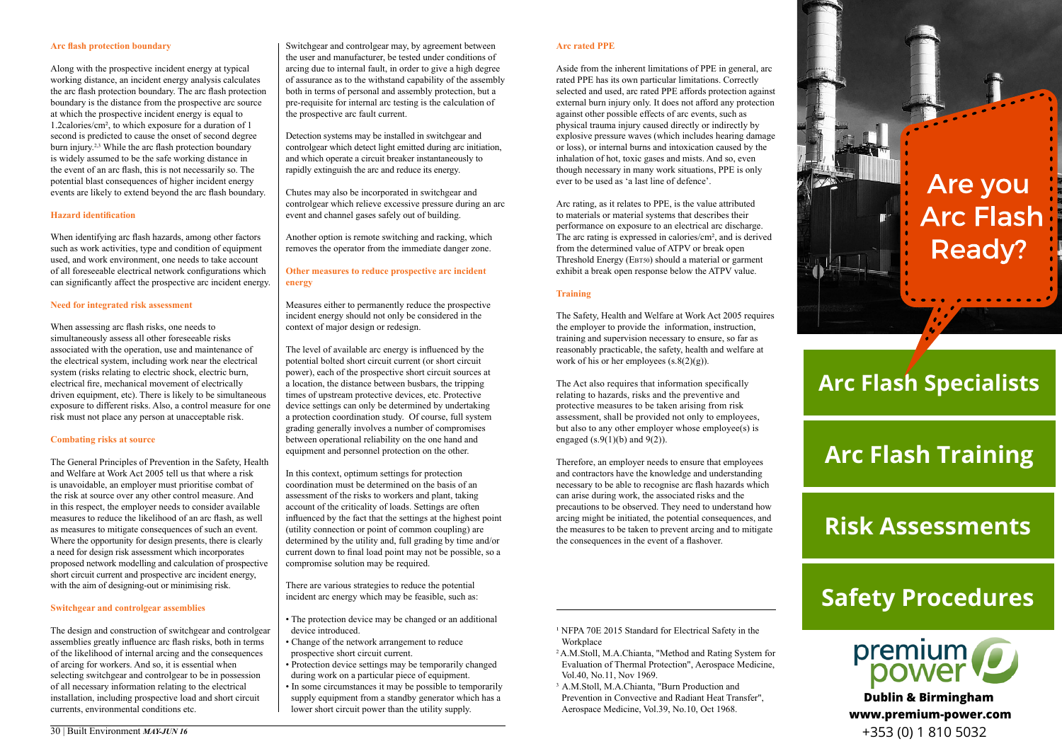### Arc flash protection boundary

Along with the prospective incident energy at typical working distance, an incident energy analysis calculates the arc flash protection boundary. The arc flash protection boundary is the distance from the prospective arc source at which the prospective incident energy is equal to 1.2calories/cm², to which exposure for a duration of 1 second is predicted to cause the onset of second degree burn injury.[2,3] While the arc flash protection boundary is widely assumed to be the safe working distance in the event of an arc flash, this is not necessarily so. The potential blast consequences of higher incident energy events are likely to extend beyond the arc flash boundary.

### Hazard identification

When identifying arc flash hazards, among other factors such as work activities, type and condition of equipment used, and work environment, one needs to take account of all foreseeable electrical network configurations which can significantly affect the prospective arc incident energy.

### Need for integrated risk assessment

When assessing arc flash risks, one needs to simultaneously assess all other foreseeable risks associated with the operation, use and maintenance of the electrical system, including work near the electrical system (risks relating to electric shock, electric burn, electrical fire, mechanical movement of electrically driven equipment, etc). There is likely to be simultaneous exposure to different risks. Also, a control measure for one risk must not place any person at unacceptable risk.

### Combating risks at source

The General Principles of Prevention in the Safety, Health and Welfare at Work Act 2005 tell us that where a risk is unavoidable, an employer must prioritise combat of the risk at source over any other control measure. And in this respect, the employer needs to consider available measures to reduce the likelihood of an arc flash, as well as measures to mitigate consequences of such an event. Where the opportunity for design presents, there is clearly a need for design risk assessment which incorporates proposed network modelling and calculation of prospective short circuit current and prospective arc incident energy, with the aim of designing-out or minimising risk.

### Switchgear and controlgear assemblies

The design and construction of switchgear and controlgear assemblies greatly influence arc flash risks, both in terms of the likelihood of internal arcing and the consequences of arcing for workers. And so, it is essential when selecting switchgear and controlgear to be in possession of all necessary information relating to the electrical installation, including prospective load and short circuit currents, environmental conditions etc.

Switchgear and controlgear may, by agreement between the user and manufacturer, be tested under conditions of arcing due to internal fault, in order to give a high degree of assurance as to the withstand capability of the assembly both in terms of personal and assembly protection, but a pre-requisite for internal arc testing is the calculation of the prospective arc fault current.

Detection systems may be installed in switchgear and controlgear which detect light emitted during arc initiation, and which operate a circuit breaker instantaneously to rapidly extinguish the arc and reduce its energy.

Chutes may also be incorporated in switchgear and controlgear which relieve excessive pressure during an arc event and channel gases safely out of building.

Another option is remote switching and racking, which removes the operator from the immediate danger zone.

### Other measures to reduce prospective arc incident energy

Measures either to permanently reduce the prospective incident energy should not only be considered in the context of major design or redesign.

The level of available arc energy is influenced by the potential bolted short circuit current (or short circuit power), each of the prospective short circuit sources at a location, the distance between busbars, the tripping times of upstream protective devices, etc. Protective device settings can only be determined by undertaking a protection coordination study. Of course, full system grading generally involves a number of compromises between operational reliability on the one hand and equipment and personnel protection on the other.

In this context, optimum settings for protection coordination must be determined on the basis of an assessment of the risks to workers and plant, taking account of the criticality of loads. Settings are often influenced by the fact that the settings at the highest point (utility connection or point of common coupling) are determined by the utility and, full grading by time and/or current down to final load point may not be possible, so a compromise solution may be required.

There are various strategies to reduce the potential incident arc energy which may be feasible, such as:

- The protection device may be changed or an additional device introduced.
- Change of the network arrangement to reduce prospective short circuit current.
- Protection device settings may be temporarily changed during work on a particular piece of equipment.
- In some circumstances it may be possible to temporarily supply equipment from a standby generator which has a lower short circuit power than the utility supply.

### Arc rated PPE

Aside from the inherent limitations of PPE in general, arc rated PPE has its own particular limitations. Correctly selected and used, arc rated PPE affords protection against external burn injury only. It does not afford any protection against other possible effects of arc events, such as physical trauma injury caused directly or indirectly by explosive pressure waves (which includes hearing damage or loss), or internal burns and intoxication caused by the inhalation of hot, toxic gases and mists. And so, even though necessary in many work situations, PPE is only ever to be used as 'a last line of defence'.

Arc rating, as it relates to PPE, is the value attributed to materials or material systems that describes their performance on exposure to an electrical arc discharge. The arc rating is expressed in calories/cm², and is derived from the determined value of ATPV or break open Threshold Energy ($E_{BT50}$) should a material or garment exhibit a break open response below the ATPV value.

### Training

The Safety, Health and Welfare at Work Act 2005 requires the employer to provide the information, instruction, training and supervision necessary to ensure, so far as reasonably practicable, the safety, health and welfare at work of his or her employees (s.8(2)(g)).

The Act also requires that information specifically relating to hazards, risks and the preventive and protective measures to be taken arising from risk assessment, shall be provided not only to employees, but also to any other employer whose employee(s) is engaged (s.9(1)(b) and 9(2)).

Therefore, an employer needs to ensure that employees and contractors have the knowledge and understanding necessary to be able to recognise arc flash hazards which can arise during work, the associated risks and the precautions to be observed. They need to understand how arcing might be initiated, the potential consequences, and the measures to be taken to prevent arcing and to mitigate the consequences in the event of a flashover.

---

[1] NFPA 70E 2015 Standard for Electrical Safety in the Workplace

[2] A.M.Stoll, M.A.Chianta, "Method and Rating System for Evaluation of Thermal Protection", Aerospace Medicine, Vol.40, No.11, Nov 1969.

[3] A.M.Stoll, M.A.Chianta, "Burn Production and Prevention in Convective and Radiant Heat Transfer", Aerospace Medicine, Vol.39, No.10, Oct 1968.

---

Are you Arc Flash Ready?

**Arc Flash Specialists**

**Arc Flash Training**

**Risk Assessments**

**Safety Procedures**

premium power

**Dublin & Birmingham**

**www.premium-power.com**

+353 (0) 1 810 5032